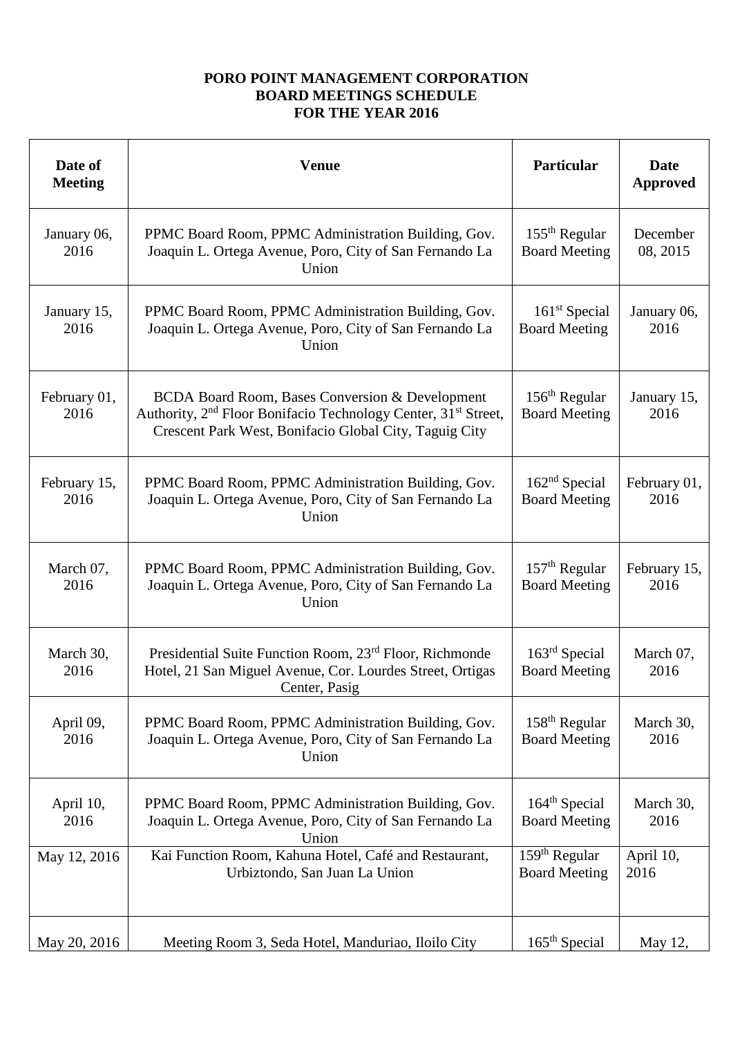**PORO POINT MANAGEMENT CORPORATION**
**BOARD MEETINGS SCHEDULE**
**FOR THE YEAR 2016**

| Date of Meeting | Venue | Particular | Date Approved |
|---|---|---|---|
| January 06, 2016 | PPMC Board Room, PPMC Administration Building, Gov. Joaquin L. Ortega Avenue, Poro, City of San Fernando La Union | 155th Regular Board Meeting | December 08, 2015 |
| January 15, 2016 | PPMC Board Room, PPMC Administration Building, Gov. Joaquin L. Ortega Avenue, Poro, City of San Fernando La Union | 161st Special Board Meeting | January 06, 2016 |
| February 01, 2016 | BCDA Board Room, Bases Conversion & Development Authority, 2nd Floor Bonifacio Technology Center, 31st Street, Crescent Park West, Bonifacio Global City, Taguig City | 156th Regular Board Meeting | January 15, 2016 |
| February 15, 2016 | PPMC Board Room, PPMC Administration Building, Gov. Joaquin L. Ortega Avenue, Poro, City of San Fernando La Union | 162nd Special Board Meeting | February 01, 2016 |
| March 07, 2016 | PPMC Board Room, PPMC Administration Building, Gov. Joaquin L. Ortega Avenue, Poro, City of San Fernando La Union | 157th Regular Board Meeting | February 15, 2016 |
| March 30, 2016 | Presidential Suite Function Room, 23rd Floor, Richmonde Hotel, 21 San Miguel Avenue, Cor. Lourdes Street, Ortigas Center, Pasig | 163rd Special Board Meeting | March 07, 2016 |
| April 09, 2016 | PPMC Board Room, PPMC Administration Building, Gov. Joaquin L. Ortega Avenue, Poro, City of San Fernando La Union | 158th Regular Board Meeting | March 30, 2016 |
| April 10, 2016 | PPMC Board Room, PPMC Administration Building, Gov. Joaquin L. Ortega Avenue, Poro, City of San Fernando La Union | 164th Special Board Meeting | March 30, 2016 |
| May 12, 2016 | Kai Function Room, Kahuna Hotel, Café and Restaurant, Urbiztondo, San Juan La Union | 159th Regular Board Meeting | April 10, 2016 |
| May 20, 2016 | Meeting Room 3, Seda Hotel, Manduriao, Iloilo City | 165th Special | May 12, |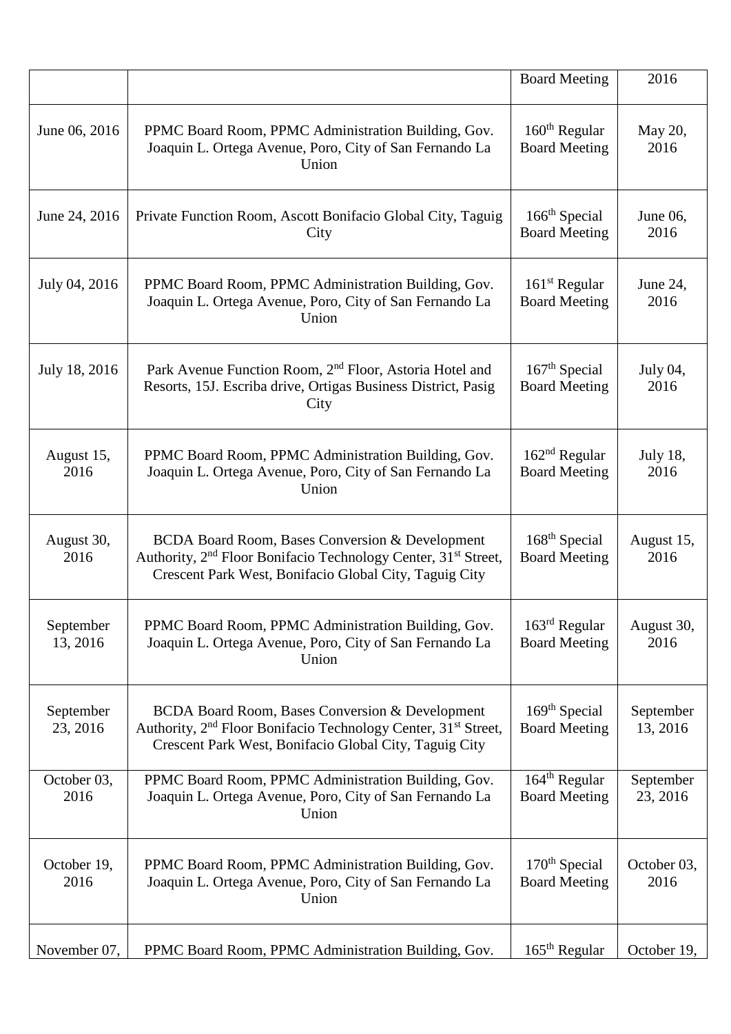| | | Board Meeting | 2016 |
|---|---|---|---|
| June 06, 2016 | PPMC Board Room, PPMC Administration Building, Gov. Joaquin L. Ortega Avenue, Poro, City of San Fernando La Union | 160th Regular Board Meeting | May 20, 2016 |
| June 24, 2016 | Private Function Room, Ascott Bonifacio Global City, Taguig City | 166th Special Board Meeting | June 06, 2016 |
| July 04, 2016 | PPMC Board Room, PPMC Administration Building, Gov. Joaquin L. Ortega Avenue, Poro, City of San Fernando La Union | 161st Regular Board Meeting | June 24, 2016 |
| July 18, 2016 | Park Avenue Function Room, 2nd Floor, Astoria Hotel and Resorts, 15J. Escriba drive, Ortigas Business District, Pasig City | 167th Special Board Meeting | July 04, 2016 |
| August 15, 2016 | PPMC Board Room, PPMC Administration Building, Gov. Joaquin L. Ortega Avenue, Poro, City of San Fernando La Union | 162nd Regular Board Meeting | July 18, 2016 |
| August 30, 2016 | BCDA Board Room, Bases Conversion & Development Authority, 2nd Floor Bonifacio Technology Center, 31st Street, Crescent Park West, Bonifacio Global City, Taguig City | 168th Special Board Meeting | August 15, 2016 |
| September 13, 2016 | PPMC Board Room, PPMC Administration Building, Gov. Joaquin L. Ortega Avenue, Poro, City of San Fernando La Union | 163rd Regular Board Meeting | August 30, 2016 |
| September 23, 2016 | BCDA Board Room, Bases Conversion & Development Authority, 2nd Floor Bonifacio Technology Center, 31st Street, Crescent Park West, Bonifacio Global City, Taguig City | 169th Special Board Meeting | September 13, 2016 |
| October 03, 2016 | PPMC Board Room, PPMC Administration Building, Gov. Joaquin L. Ortega Avenue, Poro, City of San Fernando La Union | 164th Regular Board Meeting | September 23, 2016 |
| October 19, 2016 | PPMC Board Room, PPMC Administration Building, Gov. Joaquin L. Ortega Avenue, Poro, City of San Fernando La Union | 170th Special Board Meeting | October 03, 2016 |
| November 07, | PPMC Board Room, PPMC Administration Building, Gov. | 165th Regular | October 19, |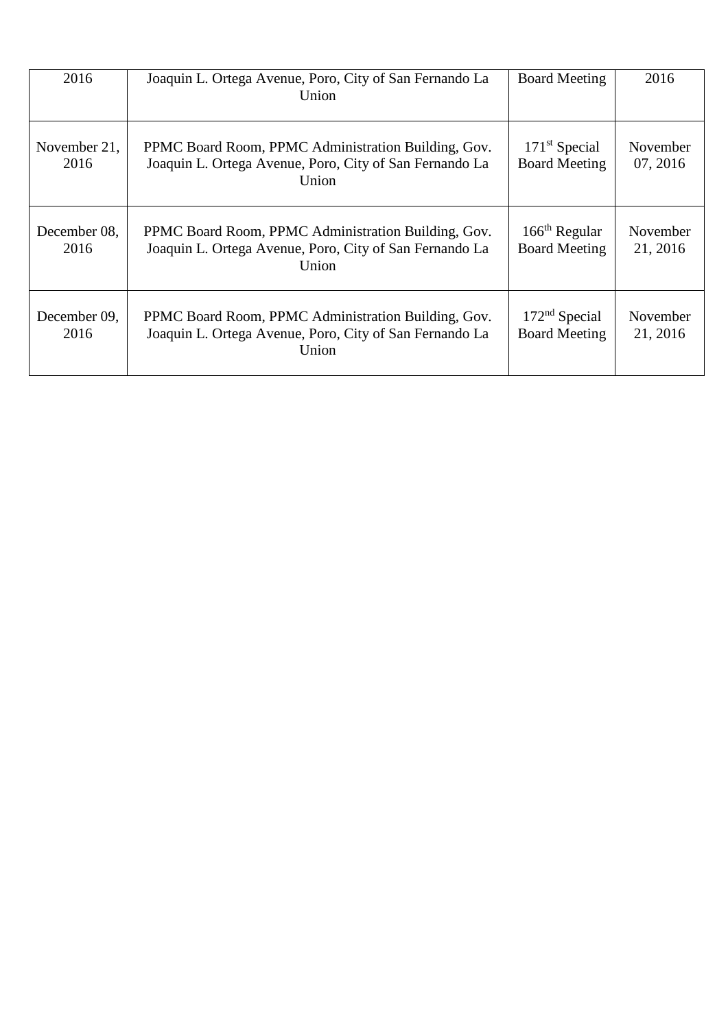| 2016 | Joaquin L. Ortega Avenue, Poro, City of San Fernando La Union | Board Meeting | 2016 |
| --- | --- | --- | --- |
| November 21, 2016 | PPMC Board Room, PPMC Administration Building, Gov. Joaquin L. Ortega Avenue, Poro, City of San Fernando La Union | $171^{st}$ Special Board Meeting | November 07, 2016 |
| December 08, 2016 | PPMC Board Room, PPMC Administration Building, Gov. Joaquin L. Ortega Avenue, Poro, City of San Fernando La Union | $166^{th}$ Regular Board Meeting | November 21, 2016 |
| December 09, 2016 | PPMC Board Room, PPMC Administration Building, Gov. Joaquin L. Ortega Avenue, Poro, City of San Fernando La Union | $172^{nd}$ Special Board Meeting | November 21, 2016 |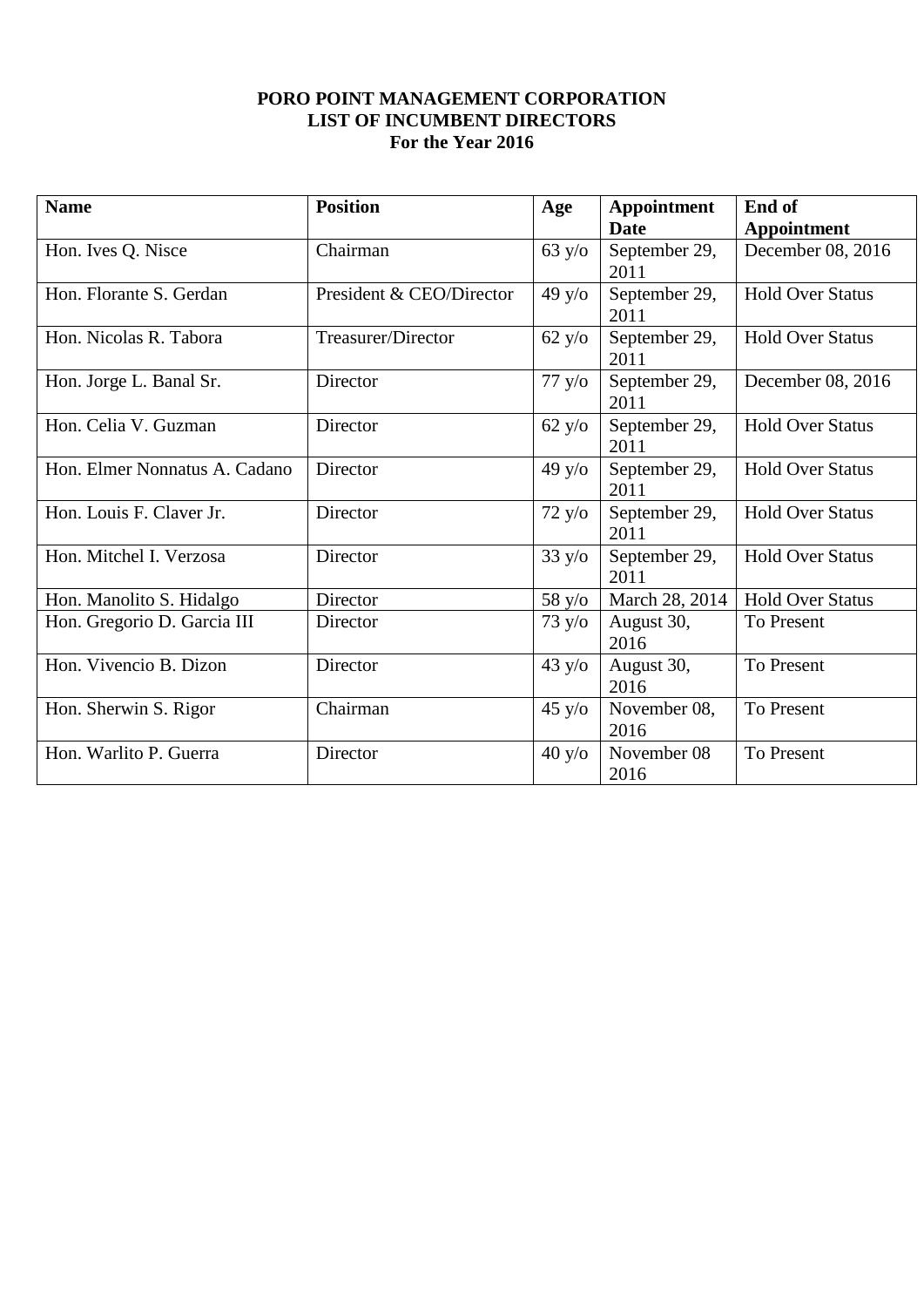**PORO POINT MANAGEMENT CORPORATION**
**LIST OF INCUMBENT DIRECTORS**
**For the Year 2016**

| Name | Position | Age | Appointment Date | End of Appointment |
|---|---|---|---|---|
| Hon. Ives Q. Nisce | Chairman | 63 y/o | September 29, 2011 | December 08, 2016 |
| Hon. Florante S. Gerdan | President & CEO/Director | 49 y/o | September 29, 2011 | Hold Over Status |
| Hon. Nicolas R. Tabora | Treasurer/Director | 62 y/o | September 29, 2011 | Hold Over Status |
| Hon. Jorge L. Banal Sr. | Director | 77 y/o | September 29, 2011 | December 08, 2016 |
| Hon. Celia V. Guzman | Director | 62 y/o | September 29, 2011 | Hold Over Status |
| Hon. Elmer Nonnatus A. Cadano | Director | 49 y/o | September 29, 2011 | Hold Over Status |
| Hon. Louis F. Claver Jr. | Director | 72 y/o | September 29, 2011 | Hold Over Status |
| Hon. Mitchel I. Verzosa | Director | 33 y/o | September 29, 2011 | Hold Over Status |
| Hon. Manolito S. Hidalgo | Director | 58 y/o | March 28, 2014 | Hold Over Status |
| Hon. Gregorio D. Garcia III | Director | 73 y/o | August 30, 2016 | To Present |
| Hon. Vivencio B. Dizon | Director | 43 y/o | August 30, 2016 | To Present |
| Hon. Sherwin S. Rigor | Chairman | 45 y/o | November 08, 2016 | To Present |
| Hon. Warlito P. Guerra | Director | 40 y/o | November 08 2016 | To Present |